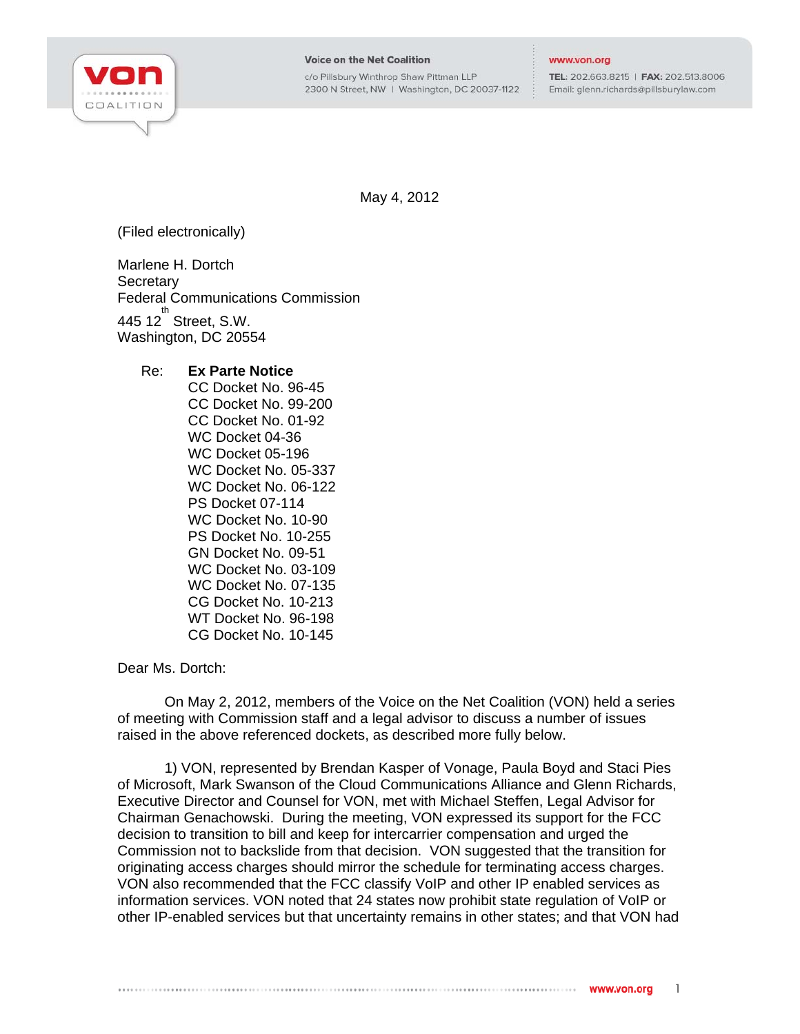Voice on the Net Coalition
c/o Pillsbury Winthrop Shaw Pittman LLP
2300 N Street, NW | Washington, DC 20037-1122

www.von.org
TEL: 202.663.8215 | FAX: 202.513.8006
Email: glenn.richards@pillsburylaw.com

May 4, 2012

(Filed electronically)

Marlene H. Dortch
Secretary
Federal Communications Commission
445 12th Street, S.W.
Washington, DC 20554

Re: **Ex Parte Notice**
CC Docket No. 96-45
CC Docket No. 99-200
CC Docket No. 01-92
WC Docket 04-36
WC Docket 05-196
WC Docket No. 05-337
WC Docket No. 06-122
PS Docket 07-114
WC Docket No. 10-90
PS Docket No. 10-255
GN Docket No. 09-51
WC Docket No. 03-109
WC Docket No. 07-135
CG Docket No. 10-213
WT Docket No. 96-198
CG Docket No. 10-145

Dear Ms. Dortch:

On May 2, 2012, members of the Voice on the Net Coalition (VON) held a series of meeting with Commission staff and a legal advisor to discuss a number of issues raised in the above referenced dockets, as described more fully below.

1) VON, represented by Brendan Kasper of Vonage, Paula Boyd and Staci Pies of Microsoft, Mark Swanson of the Cloud Communications Alliance and Glenn Richards, Executive Director and Counsel for VON, met with Michael Steffen, Legal Advisor for Chairman Genachowski. During the meeting, VON expressed its support for the FCC decision to transition to bill and keep for intercarrier compensation and urged the Commission not to backslide from that decision. VON suggested that the transition for originating access charges should mirror the schedule for terminating access charges. VON also recommended that the FCC classify VoIP and other IP enabled services as information services. VON noted that 24 states now prohibit state regulation of VoIP or other IP-enabled services but that uncertainty remains in other states; and that VON had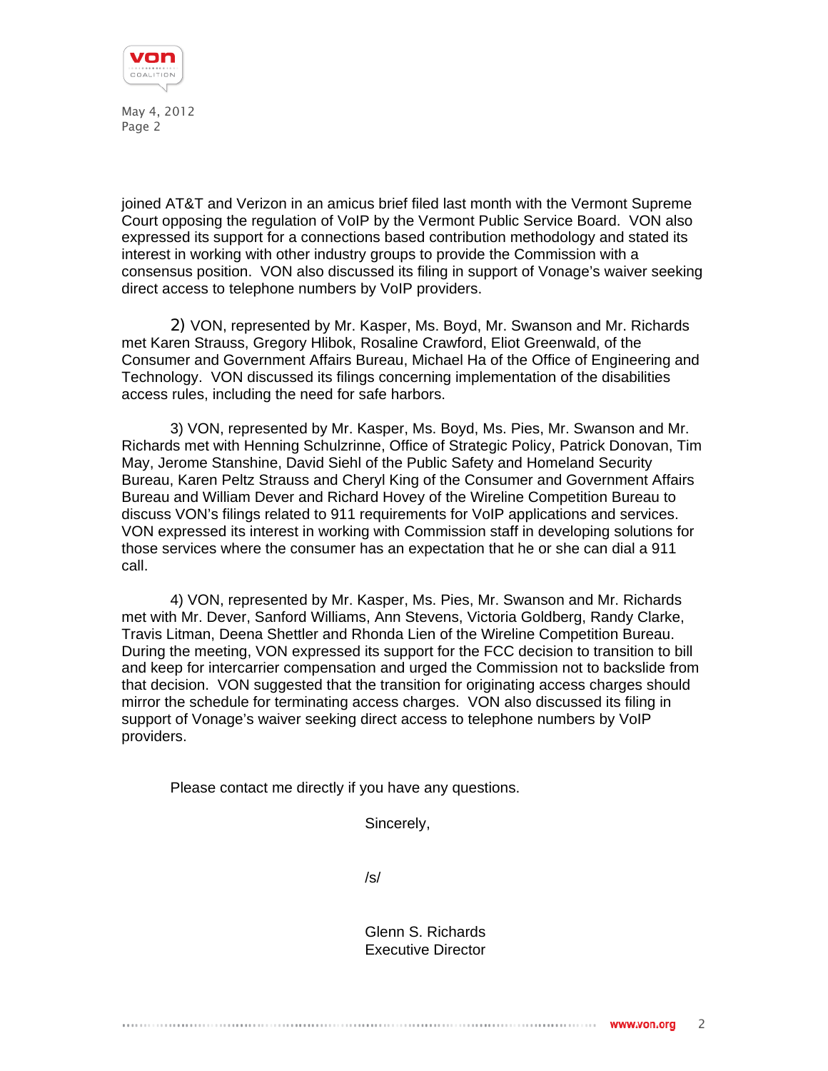joined AT&T and Verizon in an amicus brief filed last month with the Vermont Supreme Court opposing the regulation of VoIP by the Vermont Public Service Board. VON also expressed its support for a connections based contribution methodology and stated its interest in working with other industry groups to provide the Commission with a consensus position. VON also discussed its filing in support of Vonage's waiver seeking direct access to telephone numbers by VoIP providers.

2) VON, represented by Mr. Kasper, Ms. Boyd, Mr. Swanson and Mr. Richards met Karen Strauss, Gregory Hlibok, Rosaline Crawford, Eliot Greenwald, of the Consumer and Government Affairs Bureau, Michael Ha of the Office of Engineering and Technology. VON discussed its filings concerning implementation of the disabilities access rules, including the need for safe harbors.

3) VON, represented by Mr. Kasper, Ms. Boyd, Ms. Pies, Mr. Swanson and Mr. Richards met with Henning Schulzrinne, Office of Strategic Policy, Patrick Donovan, Tim May, Jerome Stanshine, David Siehl of the Public Safety and Homeland Security Bureau, Karen Peltz Strauss and Cheryl King of the Consumer and Government Affairs Bureau and William Dever and Richard Hovey of the Wireline Competition Bureau to discuss VON's filings related to 911 requirements for VoIP applications and services. VON expressed its interest in working with Commission staff in developing solutions for those services where the consumer has an expectation that he or she can dial a 911 call.

4) VON, represented by Mr. Kasper, Ms. Pies, Mr. Swanson and Mr. Richards met with Mr. Dever, Sanford Williams, Ann Stevens, Victoria Goldberg, Randy Clarke, Travis Litman, Deena Shettler and Rhonda Lien of the Wireline Competition Bureau. During the meeting, VON expressed its support for the FCC decision to transition to bill and keep for intercarrier compensation and urged the Commission not to backslide from that decision. VON suggested that the transition for originating access charges should mirror the schedule for terminating access charges. VON also discussed its filing in support of Vonage's waiver seeking direct access to telephone numbers by VoIP providers.

Please contact me directly if you have any questions.

Sincerely,

/s/

Glenn S. Richards
Executive Director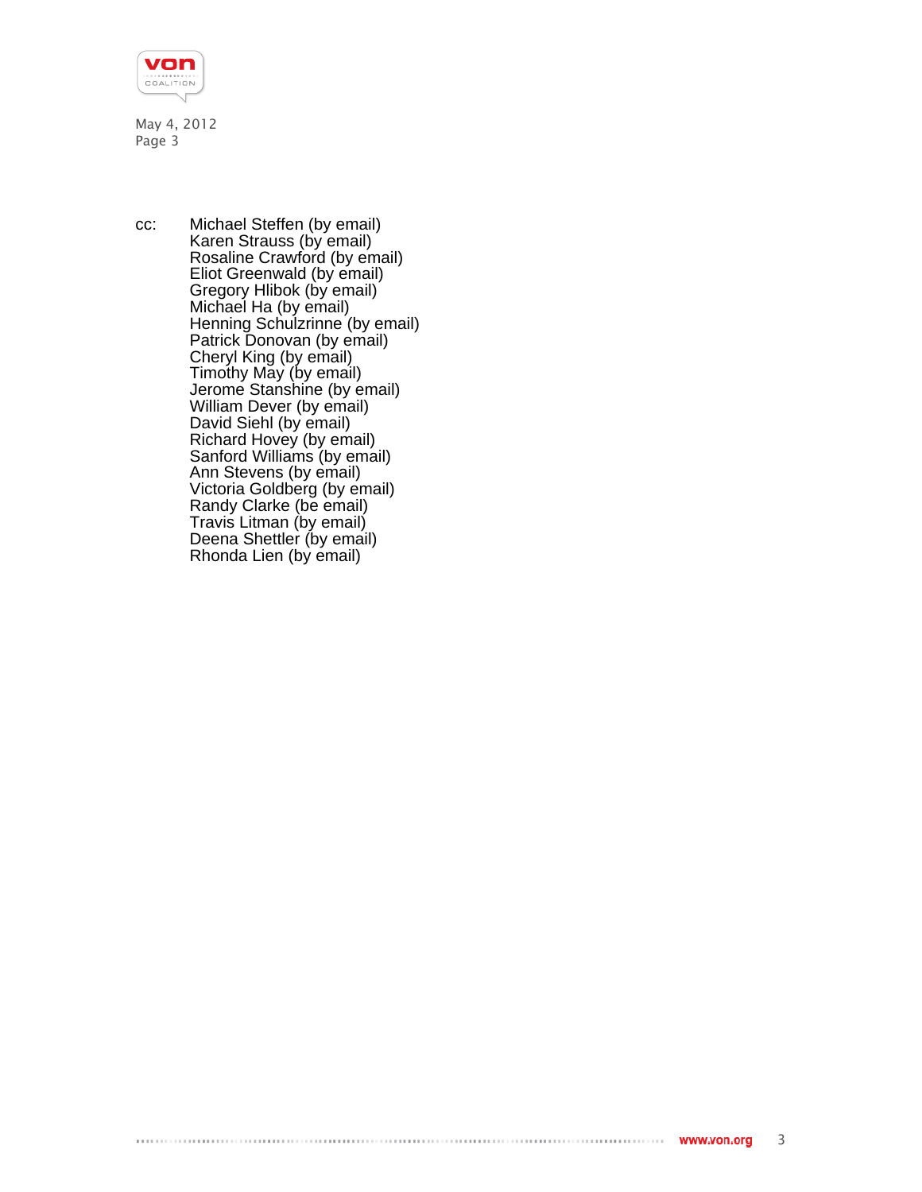cc: Michael Steffen (by email)
Karen Strauss (by email)
Rosaline Crawford (by email)
Eliot Greenwald (by email)
Gregory Hlibok (by email)
Michael Ha (by email)
Henning Schulzrinne (by email)
Patrick Donovan (by email)
Cheryl King (by email)
Timothy May (by email)
Jerome Stanshine (by email)
William Dever (by email)
David Siehl (by email)
Richard Hovey (by email)
Sanford Williams (by email)
Ann Stevens (by email)
Victoria Goldberg (by email)
Randy Clarke (be email)
Travis Litman (by email)
Deena Shettler (by email)
Rhonda Lien (by email)